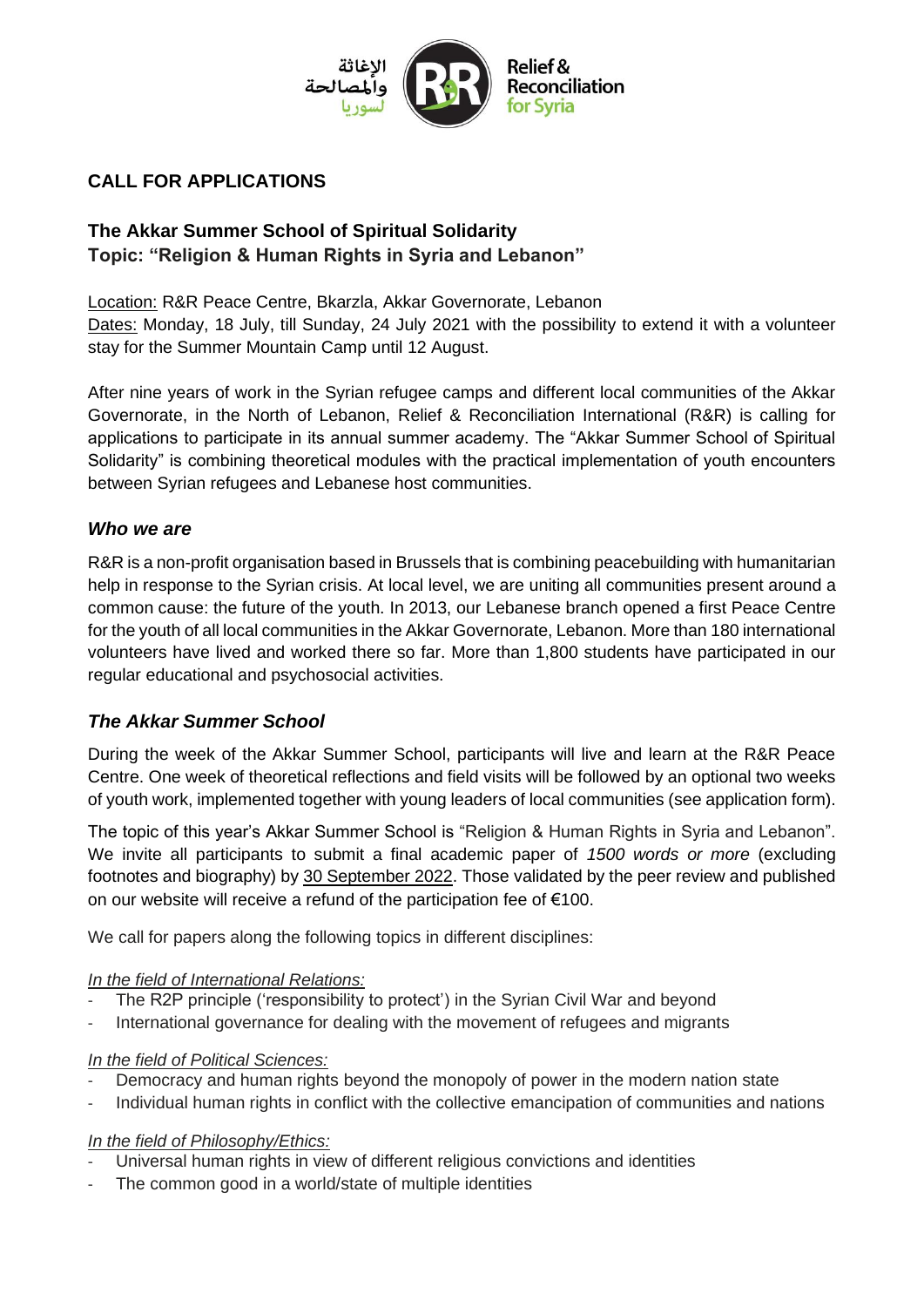الإغاثة والمصالحة لسوريا

Relief & Reconciliation for Syria

## CALL FOR APPLICATIONS

### The Akkar Summer School of Spiritual Solidarity
### Topic: "Religion & Human Rights in Syria and Lebanon"

Location: R&R Peace Centre, Bkarzla, Akkar Governorate, Lebanon
Dates: Monday, 18 July, till Sunday, 24 July 2021 with the possibility to extend it with a volunteer stay for the Summer Mountain Camp until 12 August.

After nine years of work in the Syrian refugee camps and different local communities of the Akkar Governorate, in the North of Lebanon, Relief & Reconciliation International (R&R) is calling for applications to participate in its annual summer academy. The "Akkar Summer School of Spiritual Solidarity" is combining theoretical modules with the practical implementation of youth encounters between Syrian refugees and Lebanese host communities.

### *Who we are*

R&R is a non-profit organisation based in Brussels that is combining peacebuilding with humanitarian help in response to the Syrian crisis. At local level, we are uniting all communities present around a common cause: the future of the youth. In 2013, our Lebanese branch opened a first Peace Centre for the youth of all local communities in the Akkar Governorate, Lebanon. More than 180 international volunteers have lived and worked there so far. More than 1,800 students have participated in our regular educational and psychosocial activities.

### *The Akkar Summer School*

During the week of the Akkar Summer School, participants will live and learn at the R&R Peace Centre. One week of theoretical reflections and field visits will be followed by an optional two weeks of youth work, implemented together with young leaders of local communities (see application form).

The topic of this year's Akkar Summer School is "Religion & Human Rights in Syria and Lebanon". We invite all participants to submit a final academic paper of *1500 words or more* (excluding footnotes and biography) by 30 September 2022. Those validated by the peer review and published on our website will receive a refund of the participation fee of €100.

We call for papers along the following topics in different disciplines:

*In the field of International Relations:*
- The R2P principle ('responsibility to protect') in the Syrian Civil War and beyond
- International governance for dealing with the movement of refugees and migrants

*In the field of Political Sciences:*
- Democracy and human rights beyond the monopoly of power in the modern nation state
- Individual human rights in conflict with the collective emancipation of communities and nations

*In the field of Philosophy/Ethics:*
- Universal human rights in view of different religious convictions and identities
- The common good in a world/state of multiple identities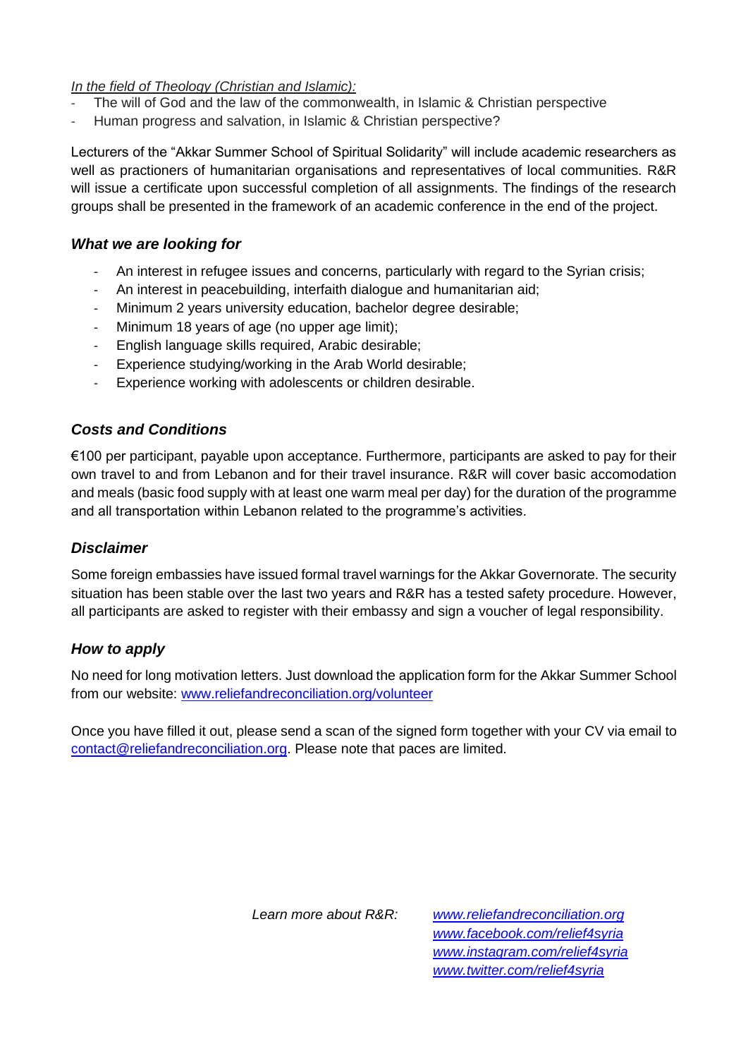*In the field of Theology (Christian and Islamic):*

- The will of God and the law of the commonwealth, in Islamic & Christian perspective
- Human progress and salvation, in Islamic & Christian perspective?

Lecturers of the "Akkar Summer School of Spiritual Solidarity" will include academic researchers as well as practioners of humanitarian organisations and representatives of local communities. R&R will issue a certificate upon successful completion of all assignments. The findings of the research groups shall be presented in the framework of an academic conference in the end of the project.

### *What we are looking for*

- An interest in refugee issues and concerns, particularly with regard to the Syrian crisis;
- An interest in peacebuilding, interfaith dialogue and humanitarian aid;
- Minimum 2 years university education, bachelor degree desirable;
- Minimum 18 years of age (no upper age limit);
- English language skills required, Arabic desirable;
- Experience studying/working in the Arab World desirable;
- Experience working with adolescents or children desirable.

### *Costs and Conditions*

€100 per participant, payable upon acceptance. Furthermore, participants are asked to pay for their own travel to and from Lebanon and for their travel insurance. R&R will cover basic accomodation and meals (basic food supply with at least one warm meal per day) for the duration of the programme and all transportation within Lebanon related to the programme's activities.

### *Disclaimer*

Some foreign embassies have issued formal travel warnings for the Akkar Governorate. The security situation has been stable over the last two years and R&R has a tested safety procedure. However, all participants are asked to register with their embassy and sign a voucher of legal responsibility.

### *How to apply*

No need for long motivation letters. Just download the application form for the Akkar Summer School from our website: www.reliefandreconciliation.org/volunteer

Once you have filled it out, please send a scan of the signed form together with your CV via email to contact@reliefandreconciliation.org. Please note that paces are limited.

*Learn more about R&R:* *www.reliefandreconciliation.org*
*www.facebook.com/relief4syria*
*www.instagram.com/relief4syria*
*www.twitter.com/relief4syria*